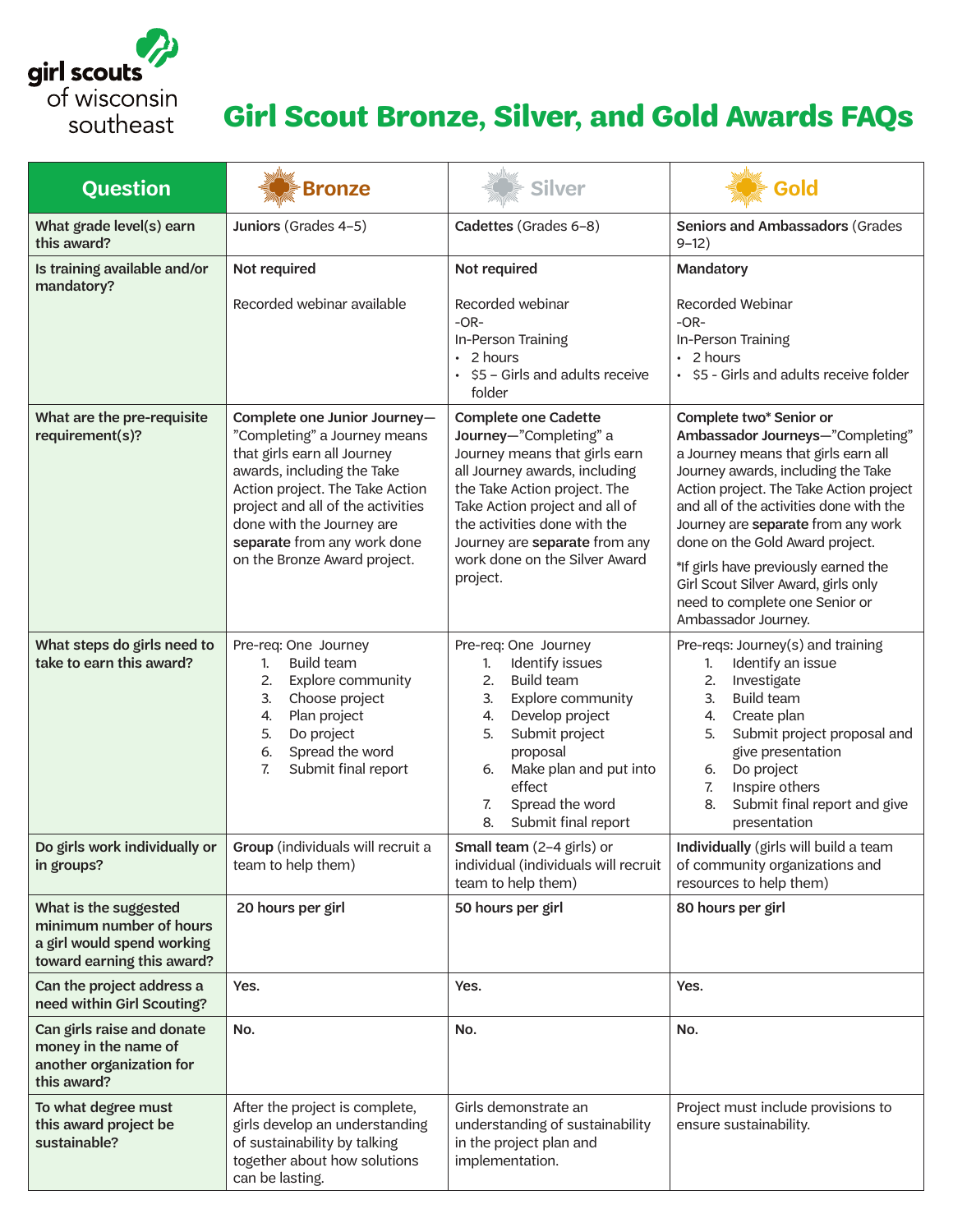girl scouts of wisconsin southeast

# Girl Scout Bronze, Silver, and Gold Awards FAQs

| Question | Bronze | Silver | Gold |
|---|---|---|---|
| **What grade level(s) earn this award?** | **Juniors** (Grades 4–5) | **Cadettes** (Grades 6–8) | **Seniors and Ambassadors** (Grades 9–12) |
| **Is training available and/or mandatory?** | **Not required**<br><br>Recorded webinar available | **Not required**<br><br>Recorded webinar<br>-OR-<br>In-Person Training<br>• 2 hours<br>• $5 – Girls and adults receive folder | **Mandatory**<br><br>Recorded Webinar<br>-OR-<br>In-Person Training<br>• 2 hours<br>• $5 - Girls and adults receive folder |
| **What are the pre-requisite requirement(s)?** | **Complete one Junior Journey**—"Completing" a Journey means that girls earn all Journey awards, including the Take Action project. The Take Action project and all of the activities done with the Journey are **separate** from any work done on the Bronze Award project. | **Complete one Cadette Journey**—"Completing" a Journey means that girls earn all Journey awards, including the Take Action project. The Take Action project and all of the activities done with the Journey are **separate** from any work done on the Silver Award project. | **Complete two* Senior or Ambassador Journeys**—"Completing" a Journey means that girls earn all Journey awards, including the Take Action project. The Take Action project and all of the activities done with the Journey are **separate** from any work done on the Gold Award project.<br><br>*If girls have previously earned the Girl Scout Silver Award, girls only need to complete one Senior or Ambassador Journey. |
| **What steps do girls need to take to earn this award?** | Pre-req: One Journey<br>1. Build team<br>2. Explore community<br>3. Choose project<br>4. Plan project<br>5. Do project<br>6. Spread the word<br>7. Submit final report | Pre-req: One Journey<br>1. Identify issues<br>2. Build team<br>3. Explore community<br>4. Develop project<br>5. Submit project proposal<br>6. Make plan and put into effect<br>7. Spread the word<br>8. Submit final report | Pre-reqs: Journey(s) and training<br>1. Identify an issue<br>2. Investigate<br>3. Build team<br>4. Create plan<br>5. Submit project proposal and give presentation<br>6. Do project<br>7. Inspire others<br>8. Submit final report and give presentation |
| **Do girls work individually or in groups?** | **Group** (individuals will recruit a team to help them) | **Small team** (2–4 girls) or individual (individuals will recruit team to help them) | **Individually** (girls will build a team of community organizations and resources to help them) |
| **What is the suggested minimum number of hours a girl would spend working toward earning this award?** | **20 hours per girl** | **50 hours per girl** | **80 hours per girl** |
| **Can the project address a need within Girl Scouting?** | **Yes.** | **Yes.** | **Yes.** |
| **Can girls raise and donate money in the name of another organization for this award?** | **No.** | **No.** | **No.** |
| **To what degree must this award project be sustainable?** | After the project is complete, girls develop an understanding of sustainability by talking together about how solutions can be lasting. | Girls demonstrate an understanding of sustainability in the project plan and implementation. | Project must include provisions to ensure sustainability. |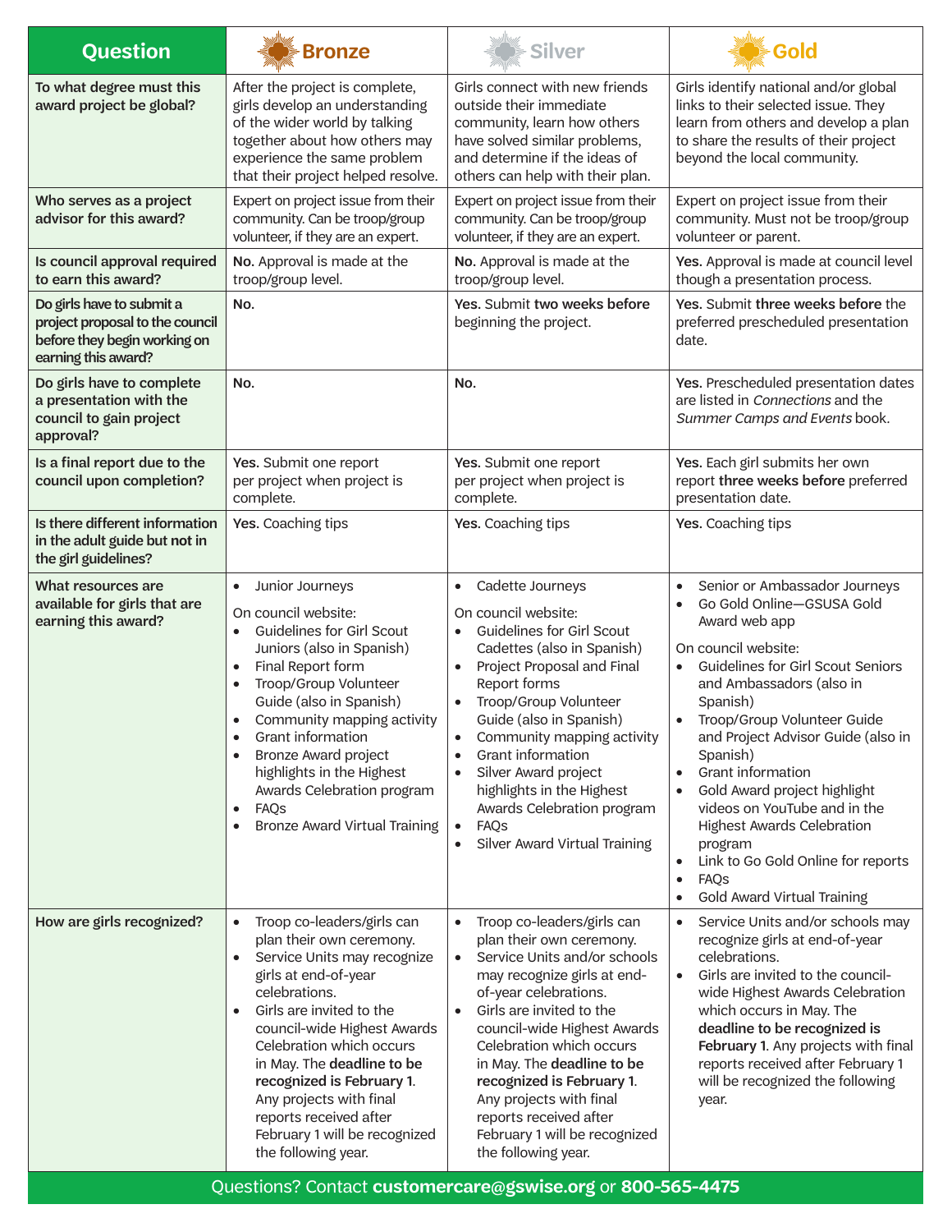| Question | Bronze | Silver | Gold |
|---|---|---|---|
| **To what degree must this award project be global?** | After the project is complete, girls develop an understanding of the wider world by talking together about how others may experience the same problem that their project helped resolve. | Girls connect with new friends outside their immediate community, learn how others have solved similar problems, and determine if the ideas of others can help with their plan. | Girls identify national and/or global links to their selected issue. They learn from others and develop a plan to share the results of their project beyond the local community. |
| **Who serves as a project advisor for this award?** | Expert on project issue from their community. Can be troop/group volunteer, if they are an expert. | Expert on project issue from their community. Can be troop/group volunteer, if they are an expert. | Expert on project issue from their community. Must not be troop/group volunteer or parent. |
| **Is council approval required to earn this award?** | **No.** Approval is made at the troop/group level. | **No.** Approval is made at the troop/group level. | **Yes.** Approval is made at council level though a presentation process. |
| **Do girls have to submit a project proposal to the council before they begin working on earning this award?** | **No.** | **Yes.** Submit **two weeks before** beginning the project. | **Yes.** Submit **three weeks before** the preferred prescheduled presentation date. |
| **Do girls have to complete a presentation with the council to gain project approval?** | **No.** | **No.** | **Yes.** Prescheduled presentation dates are listed in *Connections* and the *Summer Camps and Events* book. |
| **Is a final report due to the council upon completion?** | **Yes.** Submit one report per project when project is complete. | **Yes.** Submit one report per project when project is complete. | **Yes.** Each girl submits her own report **three weeks before** preferred presentation date. |
| **Is there different information in the adult guide but not in the girl guidelines?** | **Yes.** Coaching tips | **Yes.** Coaching tips | **Yes.** Coaching tips |
| **What resources are available for girls that are earning this award?** | • Junior Journeys<br>On council website:<br>• Guidelines for Girl Scout Juniors (also in Spanish)<br>• Final Report form<br>• Troop/Group Volunteer Guide (also in Spanish)<br>• Community mapping activity<br>• Grant information<br>• Bronze Award project highlights in the Highest Awards Celebration program<br>• FAQs<br>• Bronze Award Virtual Training | • Cadette Journeys<br>On council website:<br>• Guidelines for Girl Scout Cadettes (also in Spanish)<br>• Project Proposal and Final Report forms<br>• Troop/Group Volunteer Guide (also in Spanish)<br>• Community mapping activity<br>• Grant information<br>• Silver Award project highlights in the Highest Awards Celebration program<br>• FAQs<br>• Silver Award Virtual Training | • Senior or Ambassador Journeys<br>• Go Gold Online—GSUSA Gold Award web app<br>On council website:<br>• Guidelines for Girl Scout Seniors and Ambassadors (also in Spanish)<br>• Troop/Group Volunteer Guide and Project Advisor Guide (also in Spanish)<br>• Grant information<br>• Gold Award project highlight videos on YouTube and in the Highest Awards Celebration program<br>• Link to Go Gold Online for reports<br>• FAQs<br>• Gold Award Virtual Training |
| **How are girls recognized?** | • Troop co-leaders/girls can plan their own ceremony.<br>• Service Units may recognize girls at end-of-year celebrations.<br>• Girls are invited to the council-wide Highest Awards Celebration which occurs in May. The **deadline to be recognized is February 1**. Any projects with final reports received after February 1 will be recognized the following year. | • Troop co-leaders/girls can plan their own ceremony.<br>• Service Units and/or schools may recognize girls at end-of-year celebrations.<br>• Girls are invited to the council-wide Highest Awards Celebration which occurs in May. The **deadline to be recognized is February 1**. Any projects with final reports received after February 1 will be recognized the following year. | • Service Units and/or schools may recognize girls at end-of-year celebrations.<br>• Girls are invited to the council-wide Highest Awards Celebration which occurs in May. The **deadline to be recognized is February 1**. Any projects with final reports received after February 1 will be recognized the following year. |

Questions? Contact **customercare@gswise.org** or **800-565-4475**